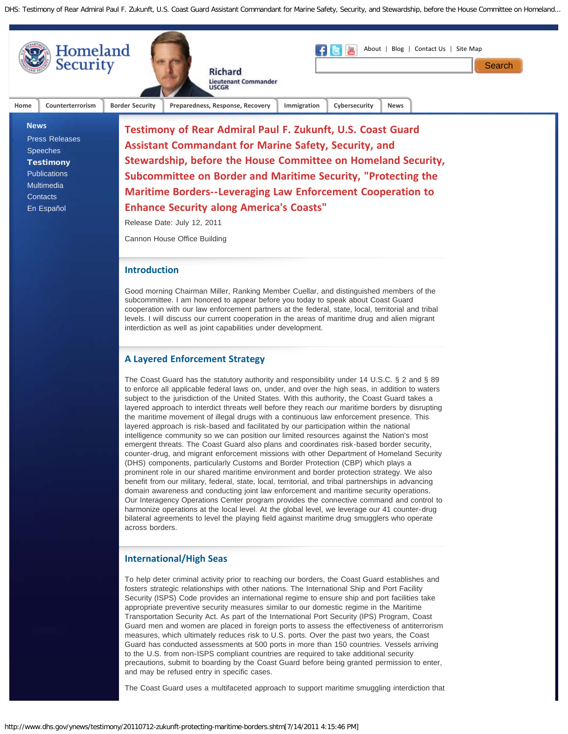# Testimony of Rear Admiral Paul F. Zukunft, U.S. Coast Guard Assistant Commandant for Marine Safety, Security, and Stewardship, before the House Committee on Homeland Security, Subcommittee on Border and Maritime Security, "Protecting the Maritime Borders--Leveraging Law Enforcement Cooperation to Enhance Security along America's Coasts"

Release Date: July 12, 2011

Cannon House Office Building

## Introduction

Good morning Chairman Miller, Ranking Member Cuellar, and distinguished members of the subcommittee. I am honored to appear before you today to speak about Coast Guard cooperation with our law enforcement partners at the federal, state, local, territorial and tribal levels. I will discuss our current cooperation in the areas of maritime drug and alien migrant interdiction as well as joint capabilities under development.

## A Layered Enforcement Strategy

The Coast Guard has the statutory authority and responsibility under 14 U.S.C. § 2 and § 89 to enforce all applicable federal laws on, under, and over the high seas, in addition to waters subject to the jurisdiction of the United States. With this authority, the Coast Guard takes a layered approach to interdict threats well before they reach our maritime borders by disrupting the maritime movement of illegal drugs with a continuous law enforcement presence. This layered approach is risk-based and facilitated by our participation within the national intelligence community so we can position our limited resources against the Nation's most emergent threats. The Coast Guard also plans and coordinates risk-based border security, counter-drug, and migrant enforcement missions with other Department of Homeland Security (DHS) components, particularly Customs and Border Protection (CBP) which plays a prominent role in our shared maritime environment and border protection strategy. We also benefit from our military, federal, state, local, territorial, and tribal partnerships in advancing domain awareness and conducting joint law enforcement and maritime security operations. Our Interagency Operations Center program provides the connective command and control to harmonize operations at the local level. At the global level, we leverage our 41 counter-drug bilateral agreements to level the playing field against maritime drug smugglers who operate across borders.

## International/High Seas

To help deter criminal activity prior to reaching our borders, the Coast Guard establishes and fosters strategic relationships with other nations. The International Ship and Port Facility Security (ISPS) Code provides an international regime to ensure ship and port facilities take appropriate preventive security measures similar to our domestic regime in the Maritime Transportation Security Act. As part of the International Port Security (IPS) Program, Coast Guard men and women are placed in foreign ports to assess the effectiveness of antiterrorism measures, which ultimately reduces risk to U.S. ports. Over the past two years, the Coast Guard has conducted assessments at 500 ports in more than 150 countries. Vessels arriving to the U.S. from non-ISPS compliant countries are required to take additional security precautions, submit to boarding by the Coast Guard before being granted permission to enter, and may be refused entry in specific cases.

The Coast Guard uses a multifaceted approach to support maritime smuggling interdiction that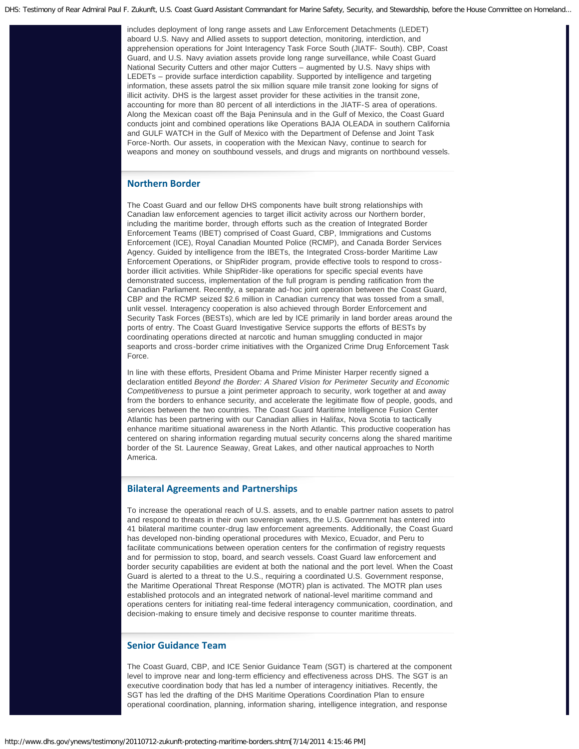includes deployment of long range assets and Law Enforcement Detachments (LEDET) aboard U.S. Navy and Allied assets to support detection, monitoring, interdiction, and apprehension operations for Joint Interagency Task Force South (JIATF- South). CBP, Coast Guard, and U.S. Navy aviation assets provide long range surveillance, while Coast Guard National Security Cutters and other major Cutters – augmented by U.S. Navy ships with LEDETs – provide surface interdiction capability. Supported by intelligence and targeting information, these assets patrol the six million square mile transit zone looking for signs of illicit activity. DHS is the largest asset provider for these activities in the transit zone, accounting for more than 80 percent of all interdictions in the JIATF-S area of operations. Along the Mexican coast off the Baja Peninsula and in the Gulf of Mexico, the Coast Guard conducts joint and combined operations like Operations BAJA OLEADA in southern California and GULF WATCH in the Gulf of Mexico with the Department of Defense and Joint Task Force-North. Our assets, in cooperation with the Mexican Navy, continue to search for weapons and money on southbound vessels, and drugs and migrants on northbound vessels.

## Northern Border

The Coast Guard and our fellow DHS components have built strong relationships with Canadian law enforcement agencies to target illicit activity across our Northern border, including the maritime border, through efforts such as the creation of Integrated Border Enforcement Teams (IBET) comprised of Coast Guard, CBP, Immigrations and Customs Enforcement (ICE), Royal Canadian Mounted Police (RCMP), and Canada Border Services Agency. Guided by intelligence from the IBETs, the Integrated Cross-border Maritime Law Enforcement Operations, or ShipRider program, provide effective tools to respond to cross-border illicit activities. While ShipRider-like operations for specific special events have demonstrated success, implementation of the full program is pending ratification from the Canadian Parliament. Recently, a separate ad-hoc joint operation between the Coast Guard, CBP and the RCMP seized $2.6 million in Canadian currency that was tossed from a small, unlit vessel. Interagency cooperation is also achieved through Border Enforcement and Security Task Forces (BESTs), which are led by ICE primarily in land border areas around the ports of entry. The Coast Guard Investigative Service supports the efforts of BESTs by coordinating operations directed at narcotic and human smuggling conducted in major seaports and cross-border crime initiatives with the Organized Crime Drug Enforcement Task Force.

In line with these efforts, President Obama and Prime Minister Harper recently signed a declaration entitled *Beyond the Border: A Shared Vision for Perimeter Security and Economic Competitiveness* to pursue a joint perimeter approach to security, work together at and away from the borders to enhance security, and accelerate the legitimate flow of people, goods, and services between the two countries. The Coast Guard Maritime Intelligence Fusion Center Atlantic has been partnering with our Canadian allies in Halifax, Nova Scotia to tactically enhance maritime situational awareness in the North Atlantic. This productive cooperation has centered on sharing information regarding mutual security concerns along the shared maritime border of the St. Laurence Seaway, Great Lakes, and other nautical approaches to North America.

## Bilateral Agreements and Partnerships

To increase the operational reach of U.S. assets, and to enable partner nation assets to patrol and respond to threats in their own sovereign waters, the U.S. Government has entered into 41 bilateral maritime counter-drug law enforcement agreements. Additionally, the Coast Guard has developed non-binding operational procedures with Mexico, Ecuador, and Peru to facilitate communications between operation centers for the confirmation of registry requests and for permission to stop, board, and search vessels. Coast Guard law enforcement and border security capabilities are evident at both the national and the port level. When the Coast Guard is alerted to a threat to the U.S., requiring a coordinated U.S. Government response, the Maritime Operational Threat Response (MOTR) plan is activated. The MOTR plan uses established protocols and an integrated network of national-level maritime command and operations centers for initiating real-time federal interagency communication, coordination, and decision-making to ensure timely and decisive response to counter maritime threats.

## Senior Guidance Team

The Coast Guard, CBP, and ICE Senior Guidance Team (SGT) is chartered at the component level to improve near and long-term efficiency and effectiveness across DHS. The SGT is an executive coordination body that has led a number of interagency initiatives. Recently, the SGT has led the drafting of the DHS Maritime Operations Coordination Plan to ensure operational coordination, planning, information sharing, intelligence integration, and response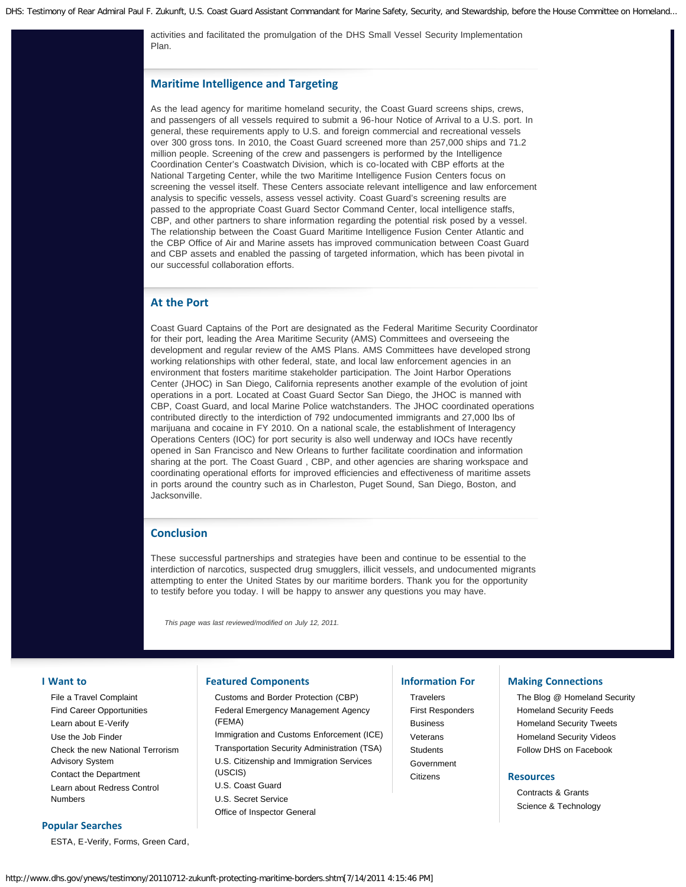activities and facilitated the promulgation of the DHS Small Vessel Security Implementation Plan.

## Maritime Intelligence and Targeting

As the lead agency for maritime homeland security, the Coast Guard screens ships, crews, and passengers of all vessels required to submit a 96-hour Notice of Arrival to a U.S. port. In general, these requirements apply to U.S. and foreign commercial and recreational vessels over 300 gross tons. In 2010, the Coast Guard screened more than 257,000 ships and 71.2 million people. Screening of the crew and passengers is performed by the Intelligence Coordination Center's Coastwatch Division, which is co-located with CBP efforts at the National Targeting Center, while the two Maritime Intelligence Fusion Centers focus on screening the vessel itself. These Centers associate relevant intelligence and law enforcement analysis to specific vessels, assess vessel activity. Coast Guard's screening results are passed to the appropriate Coast Guard Sector Command Center, local intelligence staffs, CBP, and other partners to share information regarding the potential risk posed by a vessel. The relationship between the Coast Guard Maritime Intelligence Fusion Center Atlantic and the CBP Office of Air and Marine assets has improved communication between Coast Guard and CBP assets and enabled the passing of targeted information, which has been pivotal in our successful collaboration efforts.

## At the Port

Coast Guard Captains of the Port are designated as the Federal Maritime Security Coordinator for their port, leading the Area Maritime Security (AMS) Committees and overseeing the development and regular review of the AMS Plans. AMS Committees have developed strong working relationships with other federal, state, and local law enforcement agencies in an environment that fosters maritime stakeholder participation. The Joint Harbor Operations Center (JHOC) in San Diego, California represents another example of the evolution of joint operations in a port. Located at Coast Guard Sector San Diego, the JHOC is manned with CBP, Coast Guard, and local Marine Police watchstanders. The JHOC coordinated operations contributed directly to the interdiction of 792 undocumented immigrants and 27,000 lbs of marijuana and cocaine in FY 2010. On a national scale, the establishment of Interagency Operations Centers (IOC) for port security is also well underway and IOCs have recently opened in San Francisco and New Orleans to further facilitate coordination and information sharing at the port. The Coast Guard , CBP, and other agencies are sharing workspace and coordinating operational efforts for improved efficiencies and effectiveness of maritime assets in ports around the country such as in Charleston, Puget Sound, San Diego, Boston, and Jacksonville.

## Conclusion

These successful partnerships and strategies have been and continue to be essential to the interdiction of narcotics, suspected drug smugglers, illicit vessels, and undocumented migrants attempting to enter the United States by our maritime borders. Thank you for the opportunity to testify before you today. I will be happy to answer any questions you may have.

*This page was last reviewed/modified on July 12, 2011.*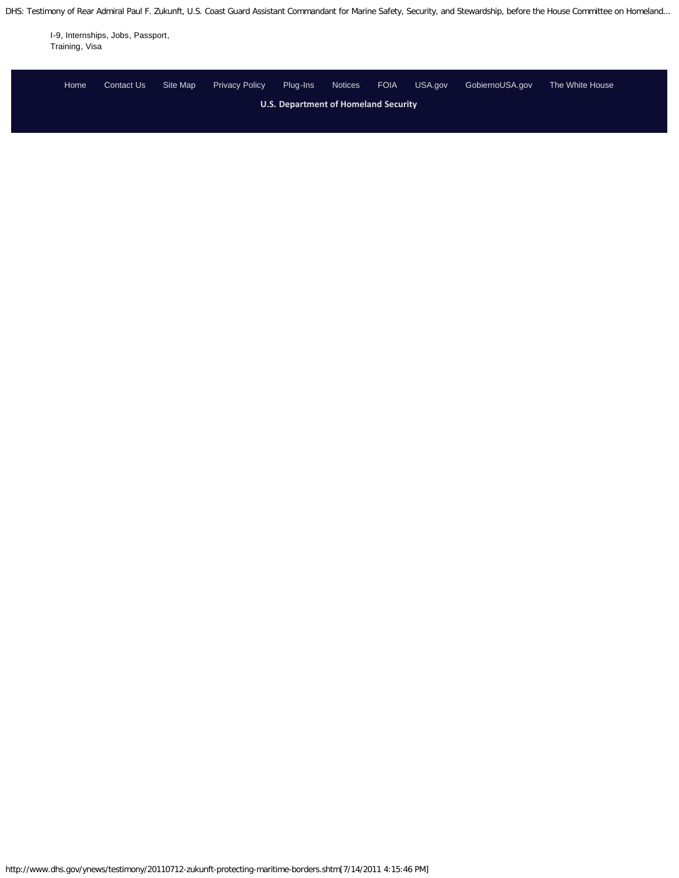I-9, Internships, Jobs, Passport,
Training, Visa

Home Contact Us Site Map Privacy Policy Plug-Ins Notices FOIA USA.gov GobiernoUSA.gov The White House

**U.S. Department of Homeland Security**